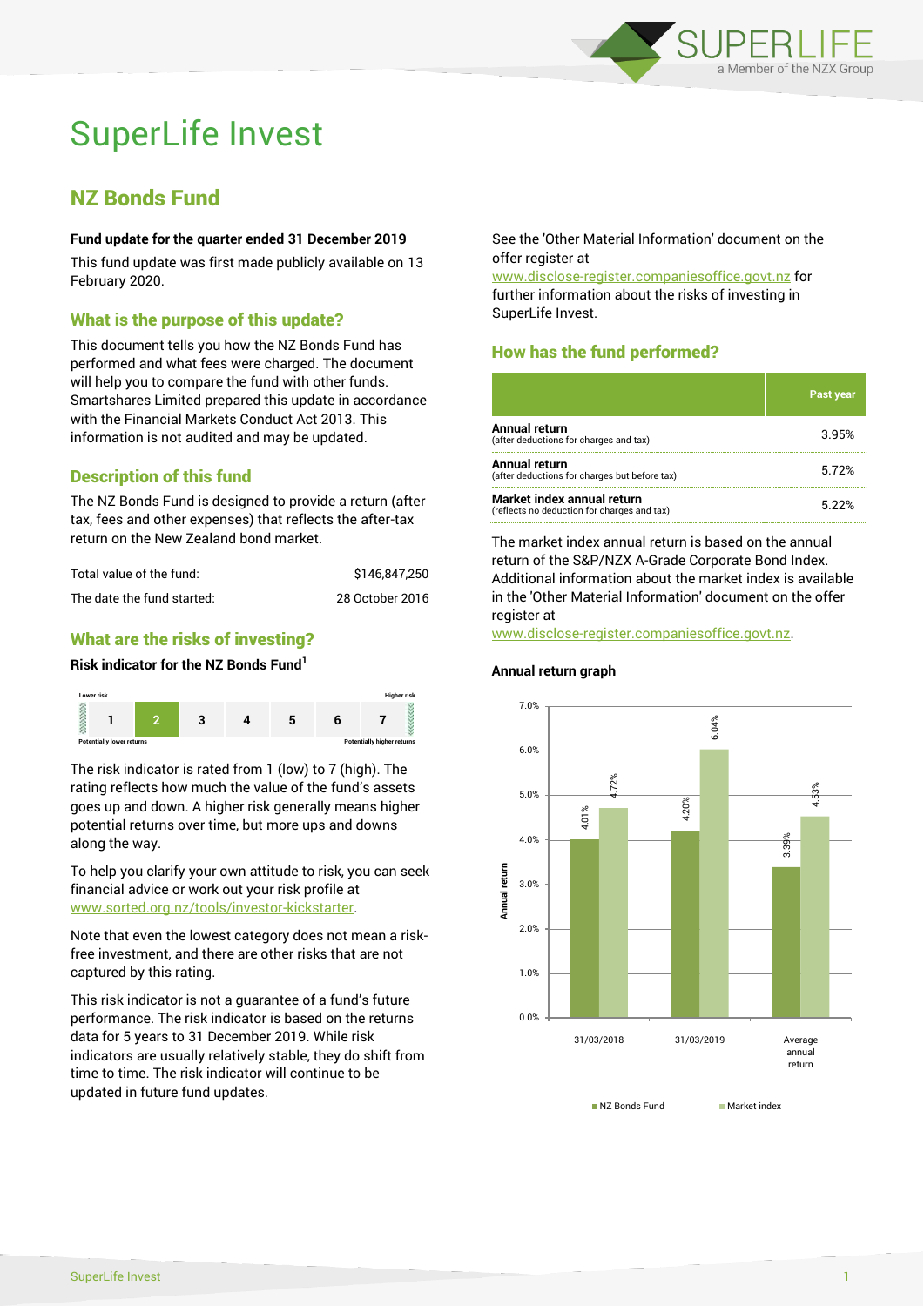# SuperLife Invest

## NZ Bonds Fund

**Fund update for the quarter ended 31 December 2019**

This fund update was first made publicly available on 13 February 2020.

### What is the purpose of this update?

This document tells you how the NZ Bonds Fund has performed and what fees were charged. The document will help you to compare the fund with other funds. Smartshares Limited prepared this update in accordance with the Financial Markets Conduct Act 2013. This information is not audited and may be updated.

### Description of this fund

The NZ Bonds Fund is designed to provide a return (after tax, fees and other expenses) that reflects the after-tax return on the New Zealand bond market.

| | |
|---|---|
| Total value of the fund: | $146,847,250 |
| The date the fund started: | 28 October 2016 |

### What are the risks of investing?

**Risk indicator for the NZ Bonds Fund[1]**

| Lower risk | | | | | | Higher risk |
|---|---|---|---|---|---|---|
| 1 | **2** | 3 | 4 | 5 | 6 | 7 |
| Potentially lower returns | | | | | | Potentially higher returns |

The risk indicator is rated from 1 (low) to 7 (high). The rating reflects how much the value of the fund's assets goes up and down. A higher risk generally means higher potential returns over time, but more ups and downs along the way.

To help you clarify your own attitude to risk, you can seek financial advice or work out your risk profile at www.sorted.org.nz/tools/investor-kickstarter.

Note that even the lowest category does not mean a risk-free investment, and there are other risks that are not captured by this rating.

This risk indicator is not a guarantee of a fund's future performance. The risk indicator is based on the returns data for 5 years to 31 December 2019. While risk indicators are usually relatively stable, they do shift from time to time. The risk indicator will continue to be updated in future fund updates.

See the 'Other Material Information' document on the offer register at www.disclose-register.companiesoffice.govt.nz for further information about the risks of investing in SuperLife Invest.

### How has the fund performed?

| | Past year |
|---|---|
| **Annual return** (after deductions for charges and tax) | 3.95% |
| **Annual return** (after deductions for charges but before tax) | 5.72% |
| **Market index annual return** (reflects no deduction for charges and tax) | 5.22% |

The market index annual return is based on the annual return of the S&P/NZX A-Grade Corporate Bond Index. Additional information about the market index is available in the 'Other Material Information' document on the offer register at www.disclose-register.companiesoffice.govt.nz.

**Annual return graph**

| | NZ Bonds Fund | Market index |
|---|---|---|
| 31/03/2018 | 4.01% | 4.72% |
| 31/03/2019 | 4.20% | 6.04% |
| Average annual return | 3.39% | 4.53% |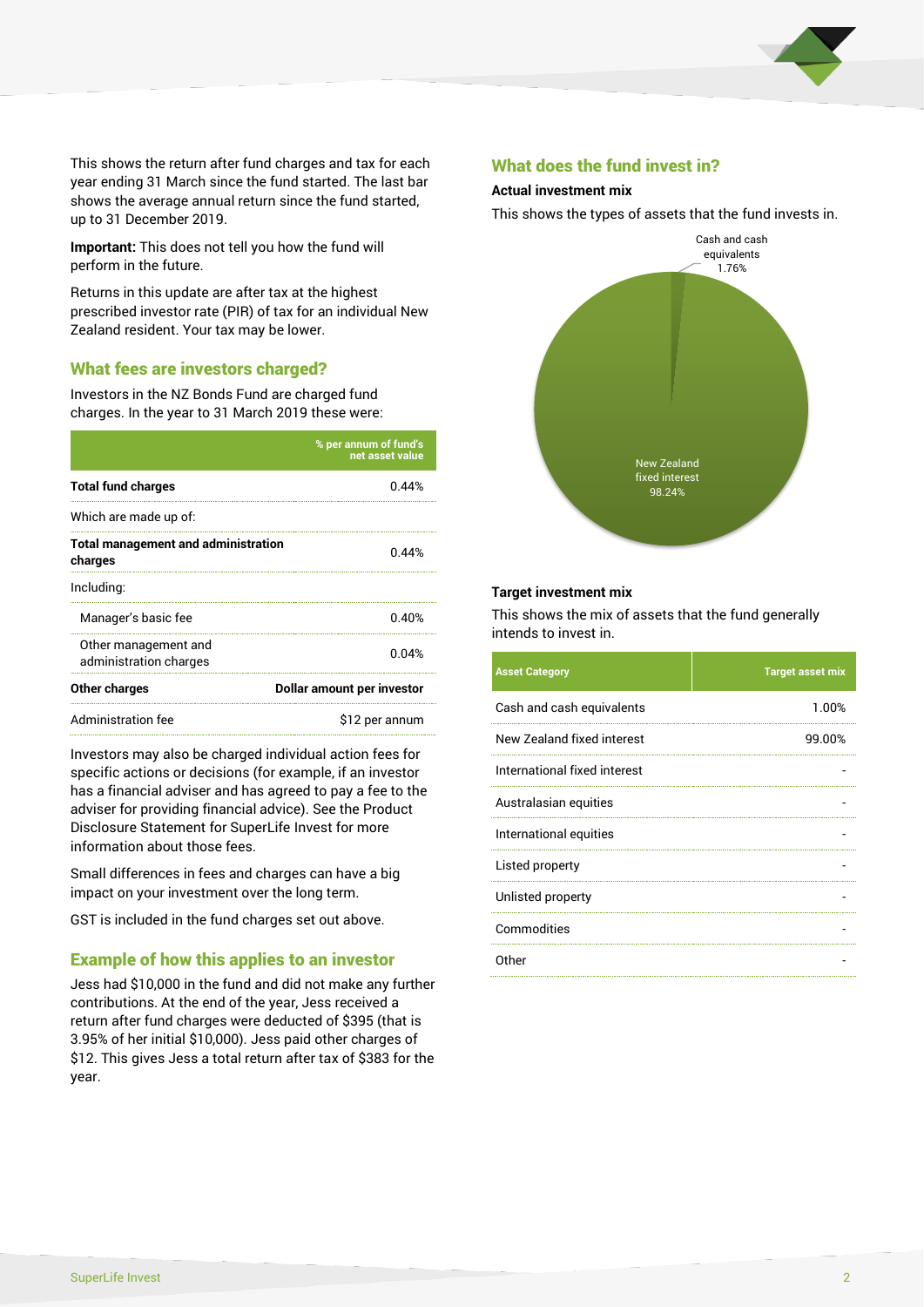This shows the return after fund charges and tax for each year ending 31 March since the fund started. The last bar shows the average annual return since the fund started, up to 31 December 2019.

**Important:** This does not tell you how the fund will perform in the future.

Returns in this update are after tax at the highest prescribed investor rate (PIR) of tax for an individual New Zealand resident. Your tax may be lower.

## What fees are investors charged?

Investors in the NZ Bonds Fund are charged fund charges. In the year to 31 March 2019 these were:

| | % per annum of fund's net asset value |
|---|---|
| **Total fund charges** | 0.44% |
| Which are made up of: | |
| **Total management and administration charges** | 0.44% |
| Including: | |
| Manager's basic fee | 0.40% |
| Other management and administration charges | 0.04% |
| **Other charges** | **Dollar amount per investor** |
| Administration fee | $12 per annum |

Investors may also be charged individual action fees for specific actions or decisions (for example, if an investor has a financial adviser and has agreed to pay a fee to the adviser for providing financial advice). See the Product Disclosure Statement for SuperLife Invest for more information about those fees.

Small differences in fees and charges can have a big impact on your investment over the long term.

GST is included in the fund charges set out above.

## Example of how this applies to an investor

Jess had $10,000 in the fund and did not make any further contributions. At the end of the year, Jess received a return after fund charges were deducted of $395 (that is 3.95% of her initial $10,000). Jess paid other charges of $12. This gives Jess a total return after tax of $383 for the year.

## What does the fund invest in?

### Actual investment mix

This shows the types of assets that the fund invests in.

Cash and cash equivalents 1.76%

New Zealand fixed interest 98.24%

### Target investment mix

This shows the mix of assets that the fund generally intends to invest in.

| Asset Category | Target asset mix |
|---|---|
| Cash and cash equivalents | 1.00% |
| New Zealand fixed interest | 99.00% |
| International fixed interest | - |
| Australasian equities | - |
| International equities | - |
| Listed property | - |
| Unlisted property | - |
| Commodities | - |
| Other | - |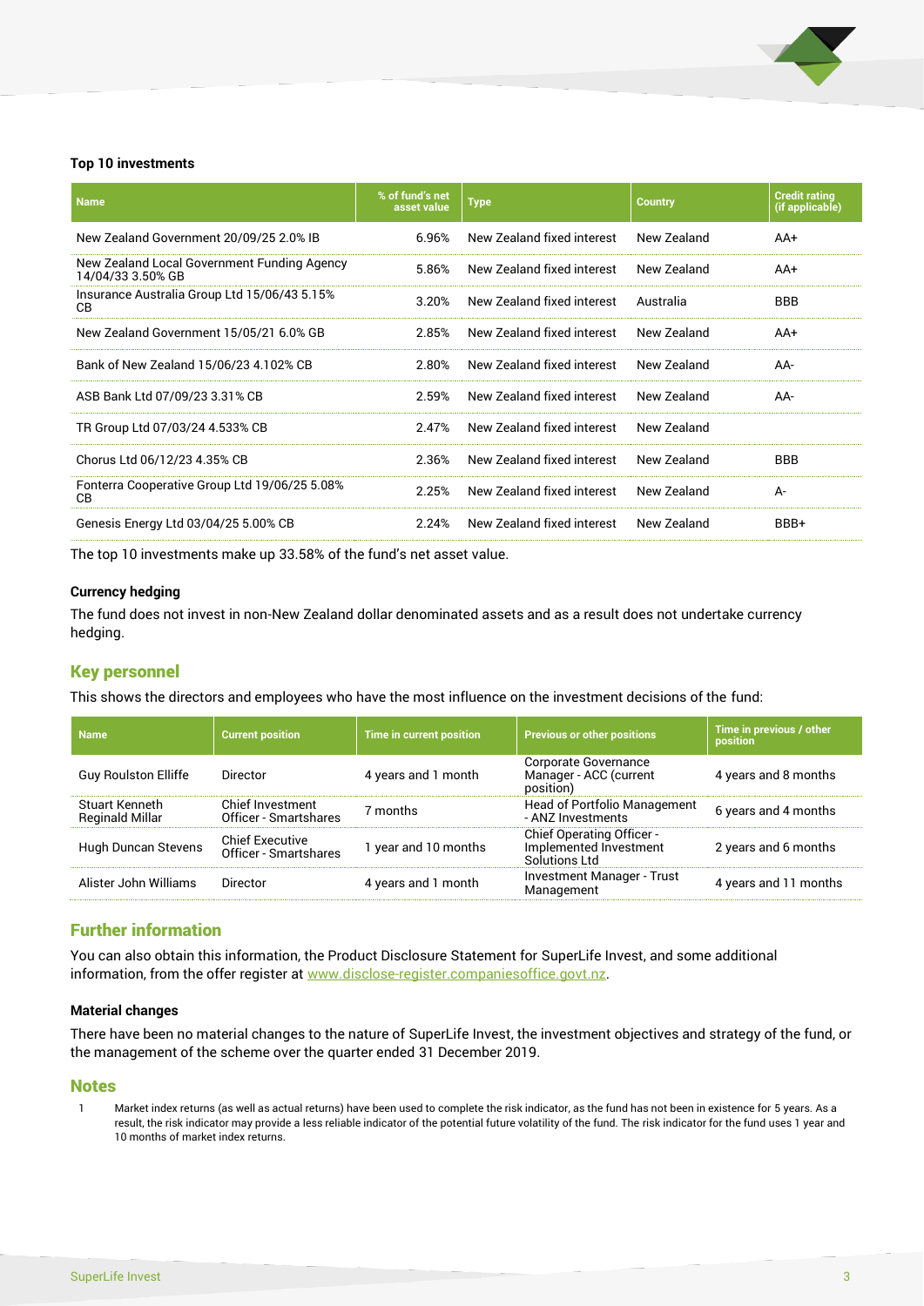### Top 10 investments

| Name | % of fund's net asset value | Type | Country | Credit rating (if applicable) |
|---|---|---|---|---|
| New Zealand Government 20/09/25 2.0% IB | 6.96% | New Zealand fixed interest | New Zealand | AA+ |
| New Zealand Local Government Funding Agency 14/04/33 3.50% GB | 5.86% | New Zealand fixed interest | New Zealand | AA+ |
| Insurance Australia Group Ltd 15/06/43 5.15% CB | 3.20% | New Zealand fixed interest | Australia | BBB |
| New Zealand Government 15/05/21 6.0% GB | 2.85% | New Zealand fixed interest | New Zealand | AA+ |
| Bank of New Zealand 15/06/23 4.102% CB | 2.80% | New Zealand fixed interest | New Zealand | AA- |
| ASB Bank Ltd 07/09/23 3.31% CB | 2.59% | New Zealand fixed interest | New Zealand | AA- |
| TR Group Ltd 07/03/24 4.533% CB | 2.47% | New Zealand fixed interest | New Zealand | |
| Chorus Ltd 06/12/23 4.35% CB | 2.36% | New Zealand fixed interest | New Zealand | BBB |
| Fonterra Cooperative Group Ltd 19/06/25 5.08% CB | 2.25% | New Zealand fixed interest | New Zealand | A- |
| Genesis Energy Ltd 03/04/25 5.00% CB | 2.24% | New Zealand fixed interest | New Zealand | BBB+ |

The top 10 investments make up 33.58% of the fund's net asset value.

### Currency hedging

The fund does not invest in non-New Zealand dollar denominated assets and as a result does not undertake currency hedging.

## Key personnel

This shows the directors and employees who have the most influence on the investment decisions of the fund:

| Name | Current position | Time in current position | Previous or other positions | Time in previous / other position |
|---|---|---|---|---|
| Guy Roulston Elliffe | Director | 4 years and 1 month | Corporate Governance Manager - ACC (current position) | 4 years and 8 months |
| Stuart Kenneth Reginald Millar | Chief Investment Officer - Smartshares | 7 months | Head of Portfolio Management - ANZ Investments | 6 years and 4 months |
| Hugh Duncan Stevens | Chief Executive Officer - Smartshares | 1 year and 10 months | Chief Operating Officer - Implemented Investment Solutions Ltd | 2 years and 6 months |
| Alister John Williams | Director | 4 years and 1 month | Investment Manager - Trust Management | 4 years and 11 months |

## Further information

You can also obtain this information, the Product Disclosure Statement for SuperLife Invest, and some additional information, from the offer register at www.disclose-register.companiesoffice.govt.nz.

### Material changes

There have been no material changes to the nature of SuperLife Invest, the investment objectives and strategy of the fund, or the management of the scheme over the quarter ended 31 December 2019.

## Notes

1. Market index returns (as well as actual returns) have been used to complete the risk indicator, as the fund has not been in existence for 5 years. As a result, the risk indicator may provide a less reliable indicator of the potential future volatility of the fund. The risk indicator for the fund uses 1 year and 10 months of market index returns.